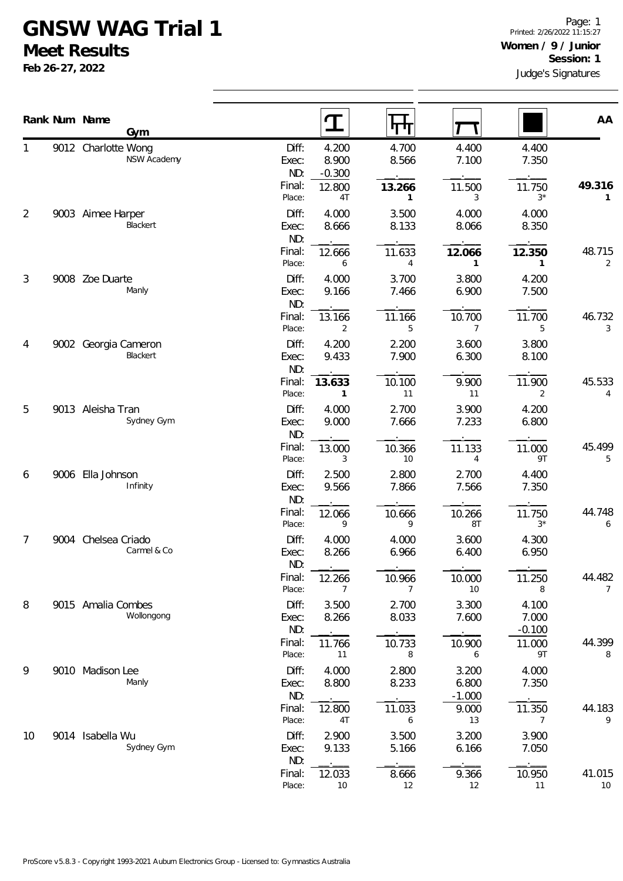# GNSW WAG Trial 1

## Meet Results

**Feb 26-27, 2022**

Printed: 2/26/2022 11:15:27

**Women / 9 / Junior**

**Session: 1**

Judge's Signatures

| Rank | Num | Name / Gym | | Vault | Bars | Beam | Floor | AA |
|---|---|---|---|---|---|---|---|---|
| 1 | 9012 | Charlotte Wong / NSW Academy | Diff: | 4.200 | 4.700 | 4.400 | 4.400 | |
| | | | Exec: | 8.900 | 8.566 | 7.100 | 7.350 | |
| | | | ND: | -0.300 | . | . | . | |
| | | | Final: | 12.800 | **13.266** | 11.500 | 11.750 | **49.316** |
| | | | Place: | 4T | **1** | 3 | 3* | **1** |
| 2 | 9003 | Aimee Harper / Blackert | Diff: | 4.000 | 3.500 | 4.000 | 4.000 | |
| | | | Exec: | 8.666 | 8.133 | 8.066 | 8.350 | |
| | | | ND: | . | . | . | . | |
| | | | Final: | 12.666 | 11.633 | **12.066** | **12.350** | 48.715 |
| | | | Place: | 6 | 4 | **1** | **1** | 2 |
| 3 | 9008 | Zoe Duarte / Manly | Diff: | 4.000 | 3.700 | 3.800 | 4.200 | |
| | | | Exec: | 9.166 | 7.466 | 6.900 | 7.500 | |
| | | | ND: | . | . | . | . | |
| | | | Final: | 13.166 | 11.166 | 10.700 | 11.700 | 46.732 |
| | | | Place: | 2 | 5 | 7 | 5 | 3 |
| 4 | 9002 | Georgia Cameron / Blackert | Diff: | 4.200 | 2.200 | 3.600 | 3.800 | |
| | | | Exec: | 9.433 | 7.900 | 6.300 | 8.100 | |
| | | | ND: | . | . | . | . | |
| | | | Final: | **13.633** | 10.100 | 9.900 | 11.900 | 45.533 |
| | | | Place: | **1** | 11 | 11 | 2 | 4 |
| 5 | 9013 | Aleisha Tran / Sydney Gym | Diff: | 4.000 | 2.700 | 3.900 | 4.200 | |
| | | | Exec: | 9.000 | 7.666 | 7.233 | 6.800 | |
| | | | ND: | . | . | . | . | |
| | | | Final: | 13.000 | 10.366 | 11.133 | 11.000 | 45.499 |
| | | | Place: | 3 | 10 | 4 | 9T | 5 |
| 6 | 9006 | Ella Johnson / Infinity | Diff: | 2.500 | 2.800 | 2.700 | 4.400 | |
| | | | Exec: | 9.566 | 7.866 | 7.566 | 7.350 | |
| | | | ND: | . | . | . | . | |
| | | | Final: | 12.066 | 10.666 | 10.266 | 11.750 | 44.748 |
| | | | Place: | 9 | 9 | 8T | 3* | 6 |
| 7 | 9004 | Chelsea Criado / Carmel & Co | Diff: | 4.000 | 4.000 | 3.600 | 4.300 | |
| | | | Exec: | 8.266 | 6.966 | 6.400 | 6.950 | |
| | | | ND: | . | . | . | . | |
| | | | Final: | 12.266 | 10.966 | 10.000 | 11.250 | 44.482 |
| | | | Place: | 7 | 7 | 10 | 8 | 7 |
| 8 | 9015 | Amalia Combes / Wollongong | Diff: | 3.500 | 2.700 | 3.300 | 4.100 | |
| | | | Exec: | 8.266 | 8.033 | 7.600 | 7.000 | |
| | | | ND: | . | . | . | -0.100 | |
| | | | Final: | 11.766 | 10.733 | 10.900 | 11.000 | 44.399 |
| | | | Place: | 11 | 8 | 6 | 9T | 8 |
| 9 | 9010 | Madison Lee / Manly | Diff: | 4.000 | 2.800 | 3.200 | 4.000 | |
| | | | Exec: | 8.800 | 8.233 | 6.800 | 7.350 | |
| | | | ND: | . | . | -1.000 | . | |
| | | | Final: | 12.800 | 11.033 | 9.000 | 11.350 | 44.183 |
| | | | Place: | 4T | 6 | 13 | 7 | 9 |
| 10 | 9014 | Isabella Wu / Sydney Gym | Diff: | 2.900 | 3.500 | 3.200 | 3.900 | |
| | | | Exec: | 9.133 | 5.166 | 6.166 | 7.050 | |
| | | | ND: | . | . | . | . | |
| | | | Final: | 12.033 | 8.666 | 9.366 | 10.950 | 41.015 |
| | | | Place: | 10 | 12 | 12 | 11 | 10 |

ProScore v5.8.3 - Copyright 1993-2021 Auburn Electronics Group - Licensed to: Gymnastics Australia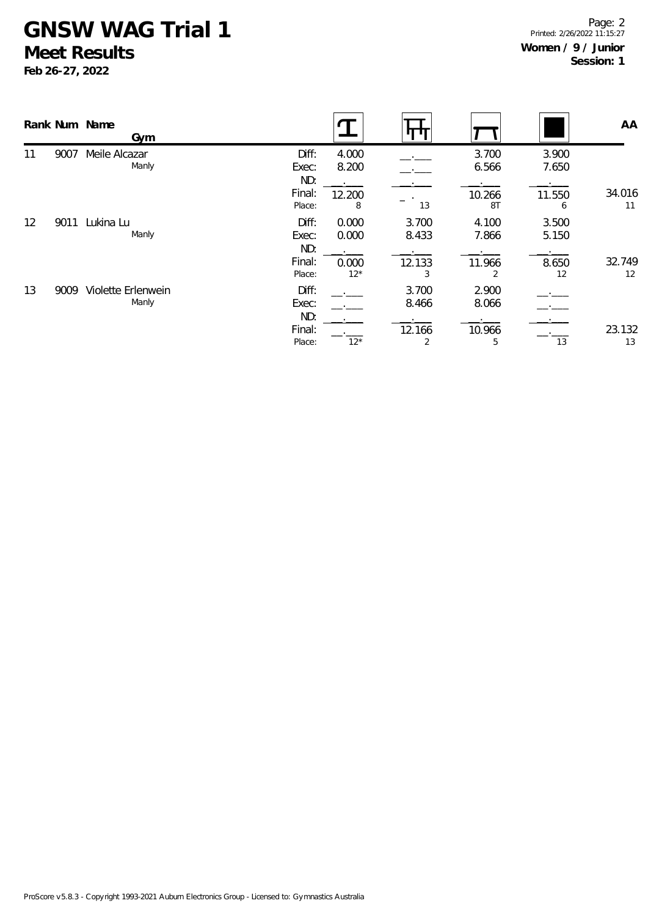# GNSW WAG Trial 1

## Meet Results

**Feb 26-27, 2022**

**Women / 9 / Junior**
**Session: 1**

| Rank | Num | Name / Gym | | Vault | Bars | Beam | Floor | AA |
|---|---|---|---|---|---|---|---|---|
| 11 | 9007 | Meile Alcazar | Diff: | 4.000 | __.___ | 3.700 | 3.900 | |
| | | Manly | Exec: | 8.200 | __.___ | 6.566 | 7.650 | |
| | | | ND: | __.___ | __.___ | __.___ | __.___ | |
| | | | Final: | 12.200 | _ . | 10.266 | 11.550 | 34.016 |
| | | | Place: | 8 | 13 | 8T | 6 | 11 |
| 12 | 9011 | Lukina Lu | Diff: | 0.000 | 3.700 | 4.100 | 3.500 | |
| | | Manly | Exec: | 0.000 | 8.433 | 7.866 | 5.150 | |
| | | | ND: | __.___ | __.___ | __.___ | __.___ | |
| | | | Final: | 0.000 | 12.133 | 11.966 | 8.650 | 32.749 |
| | | | Place: | 12* | 3 | 2 | 12 | 12 |
| 13 | 9009 | Violette Erlenwein | Diff: | __.___ | 3.700 | 2.900 | __.___ | |
| | | Manly | Exec: | __.___ | 8.466 | 8.066 | __.___ | |
| | | | ND: | __.___ | __.___ | __.___ | __.___ | |
| | | | Final: | __.___ | 12.166 | 10.966 | __.___ | 23.132 |
| | | | Place: | 12* | 2 | 5 | 13 | 13 |

ProScore v5.8.3 - Copyright 1993-2021 Auburn Electronics Group - Licensed to: Gymnastics Australia